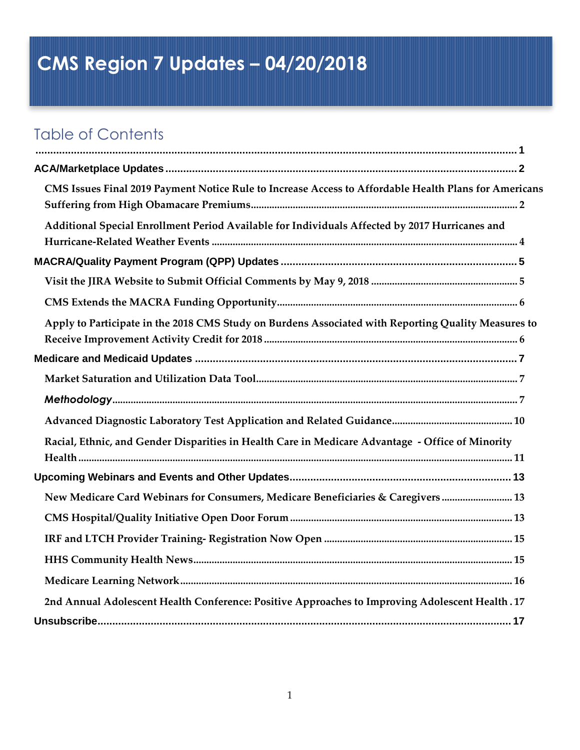# CMS Region 7 Updates – 04/20/2018

## Table of Contents

........................................................................................................................................................ 1

**ACA/Marketplace Updates** .................................................................................................................... 2

- **CMS Issues Final 2019 Payment Notice Rule to Increase Access to Affordable Health Plans for Americans Suffering from High Obamacare Premiums** ..................................................................................... 2
- **Additional Special Enrollment Period Available for Individuals Affected by 2017 Hurricanes and Hurricane-Related Weather Events** .................................................................................................... 4

**MACRA/Quality Payment Program (QPP) Updates** ................................................................................ 5

- **Visit the JIRA Website to Submit Official Comments by May 9, 2018** ........................................................ 5
- **CMS Extends the MACRA Funding Opportunity** ........................................................................................... 6
- **Apply to Participate in the 2018 CMS Study on Burdens Associated with Reporting Quality Measures to Receive Improvement Activity Credit for 2018** ................................................................................ 6

**Medicare and Medicaid Updates** ............................................................................................................ 7

- **Market Saturation and Utilization Data Tool** ................................................................................................. 7
- ***Methodology*** ............................................................................................................................................. 7
- **Advanced Diagnostic Laboratory Test Application and Related Guidance** ............................................. 10
- **Racial, Ethnic, and Gender Disparities in Health Care in Medicare Advantage - Office of Minority Health** ........................................................................................................................................... 11

**Upcoming Webinars and Events and Other Updates** ............................................................................ 13

- **New Medicare Card Webinars for Consumers, Medicare Beneficiaries & Caregivers** ........................... 13
- **CMS Hospital/Quality Initiative Open Door Forum** .................................................................................... 13
- **IRF and LTCH Provider Training- Registration Now Open** ...................................................................... 15
- **HHS Community Health News** ....................................................................................................................... 15
- **Medicare Learning Network** ............................................................................................................................ 16
- **2nd Annual Adolescent Health Conference: Positive Approaches to Improving Adolescent Health** . 17

**Unsubscribe** ............................................................................................................................................. 17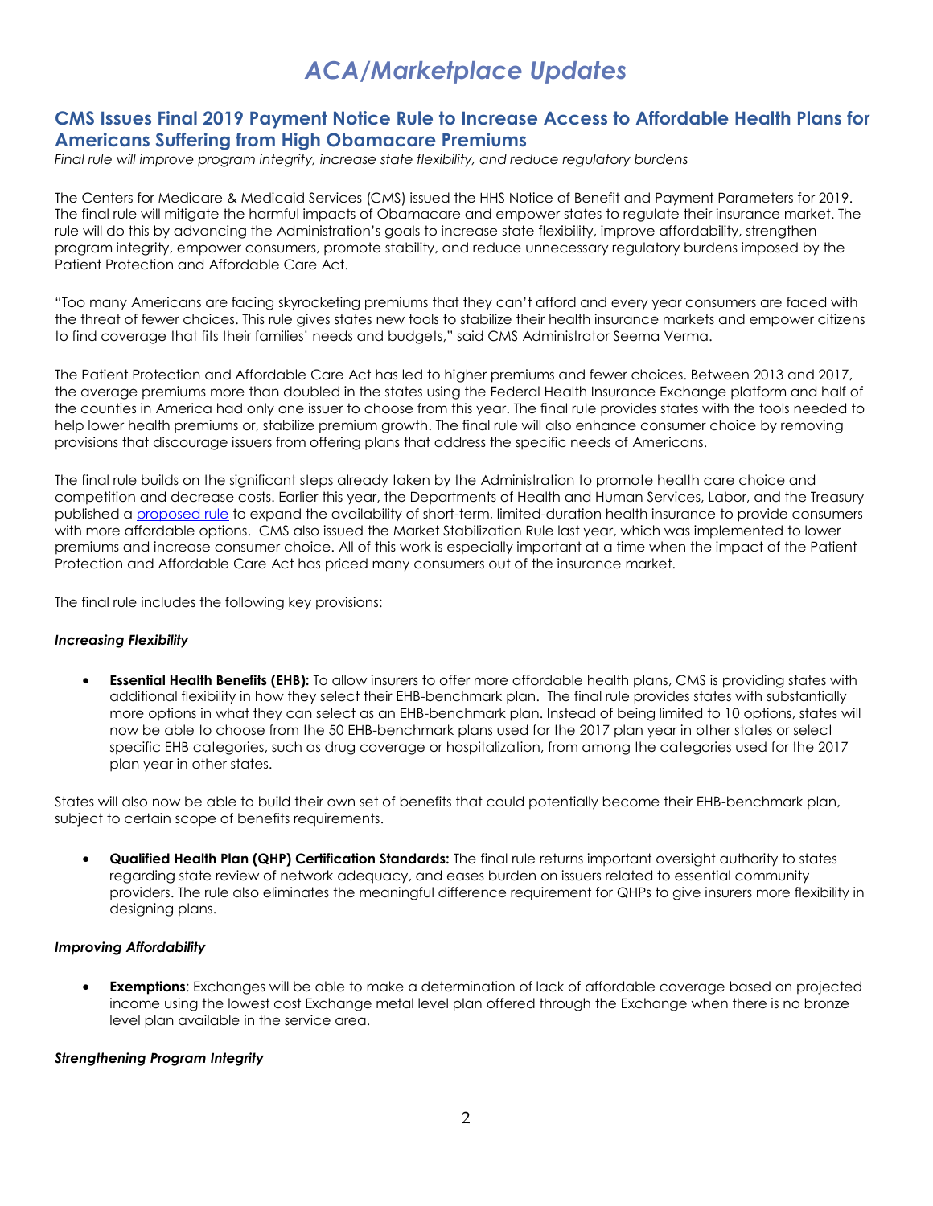# *ACA/Marketplace Updates*

## CMS Issues Final 2019 Payment Notice Rule to Increase Access to Affordable Health Plans for Americans Suffering from High Obamacare Premiums

*Final rule will improve program integrity, increase state flexibility, and reduce regulatory burdens*

The Centers for Medicare & Medicaid Services (CMS) issued the HHS Notice of Benefit and Payment Parameters for 2019. The final rule will mitigate the harmful impacts of Obamacare and empower states to regulate their insurance market. The rule will do this by advancing the Administration's goals to increase state flexibility, improve affordability, strengthen program integrity, empower consumers, promote stability, and reduce unnecessary regulatory burdens imposed by the Patient Protection and Affordable Care Act.

"Too many Americans are facing skyrocketing premiums that they can't afford and every year consumers are faced with the threat of fewer choices. This rule gives states new tools to stabilize their health insurance markets and empower citizens to find coverage that fits their families' needs and budgets," said CMS Administrator Seema Verma.

The Patient Protection and Affordable Care Act has led to higher premiums and fewer choices. Between 2013 and 2017, the average premiums more than doubled in the states using the Federal Health Insurance Exchange platform and half of the counties in America had only one issuer to choose from this year. The final rule provides states with the tools needed to help lower health premiums or, stabilize premium growth. The final rule will also enhance consumer choice by removing provisions that discourage issuers from offering plans that address the specific needs of Americans.

The final rule builds on the significant steps already taken by the Administration to promote health care choice and competition and decrease costs. Earlier this year, the Departments of Health and Human Services, Labor, and the Treasury published a proposed rule to expand the availability of short-term, limited-duration health insurance to provide consumers with more affordable options. CMS also issued the Market Stabilization Rule last year, which was implemented to lower premiums and increase consumer choice. All of this work is especially important at a time when the impact of the Patient Protection and Affordable Care Act has priced many consumers out of the insurance market.

The final rule includes the following key provisions:

#### *Increasing Flexibility*

- **Essential Health Benefits (EHB):** To allow insurers to offer more affordable health plans, CMS is providing states with additional flexibility in how they select their EHB-benchmark plan. The final rule provides states with substantially more options in what they can select as an EHB-benchmark plan. Instead of being limited to 10 options, states will now be able to choose from the 50 EHB-benchmark plans used for the 2017 plan year in other states or select specific EHB categories, such as drug coverage or hospitalization, from among the categories used for the 2017 plan year in other states.

States will also now be able to build their own set of benefits that could potentially become their EHB-benchmark plan, subject to certain scope of benefits requirements.

- **Qualified Health Plan (QHP) Certification Standards:** The final rule returns important oversight authority to states regarding state review of network adequacy, and eases burden on issuers related to essential community providers. The rule also eliminates the meaningful difference requirement for QHPs to give insurers more flexibility in designing plans.

#### *Improving Affordability*

- **Exemptions**: Exchanges will be able to make a determination of lack of affordable coverage based on projected income using the lowest cost Exchange metal level plan offered through the Exchange when there is no bronze level plan available in the service area.

#### *Strengthening Program Integrity*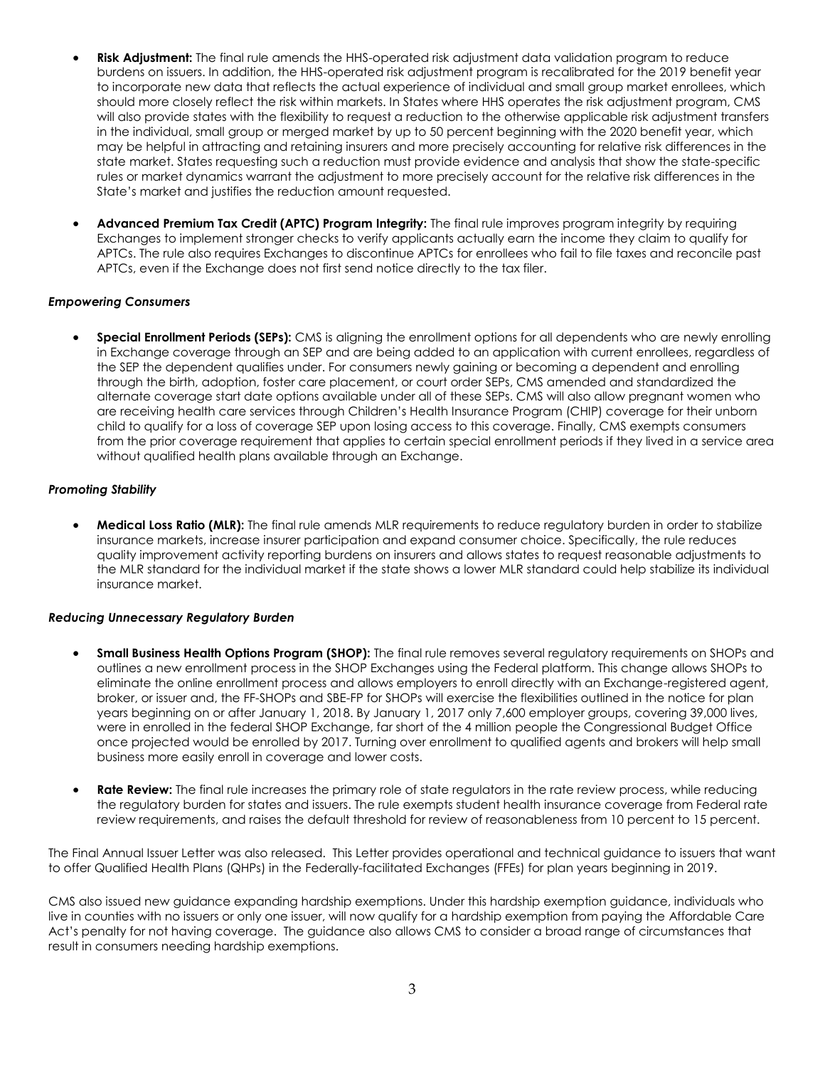- **Risk Adjustment:** The final rule amends the HHS-operated risk adjustment data validation program to reduce burdens on issuers. In addition, the HHS-operated risk adjustment program is recalibrated for the 2019 benefit year to incorporate new data that reflects the actual experience of individual and small group market enrollees, which should more closely reflect the risk within markets. In States where HHS operates the risk adjustment program, CMS will also provide states with the flexibility to request a reduction to the otherwise applicable risk adjustment transfers in the individual, small group or merged market by up to 50 percent beginning with the 2020 benefit year, which may be helpful in attracting and retaining insurers and more precisely accounting for relative risk differences in the state market. States requesting such a reduction must provide evidence and analysis that show the state-specific rules or market dynamics warrant the adjustment to more precisely account for the relative risk differences in the State's market and justifies the reduction amount requested.

- **Advanced Premium Tax Credit (APTC) Program Integrity:** The final rule improves program integrity by requiring Exchanges to implement stronger checks to verify applicants actually earn the income they claim to qualify for APTCs. The rule also requires Exchanges to discontinue APTCs for enrollees who fail to file taxes and reconcile past APTCs, even if the Exchange does not first send notice directly to the tax filer.

***Empowering Consumers***

- **Special Enrollment Periods (SEPs):** CMS is aligning the enrollment options for all dependents who are newly enrolling in Exchange coverage through an SEP and are being added to an application with current enrollees, regardless of the SEP the dependent qualifies under. For consumers newly gaining or becoming a dependent and enrolling through the birth, adoption, foster care placement, or court order SEPs, CMS amended and standardized the alternate coverage start date options available under all of these SEPs. CMS will also allow pregnant women who are receiving health care services through Children's Health Insurance Program (CHIP) coverage for their unborn child to qualify for a loss of coverage SEP upon losing access to this coverage. Finally, CMS exempts consumers from the prior coverage requirement that applies to certain special enrollment periods if they lived in a service area without qualified health plans available through an Exchange.

***Promoting Stability***

- **Medical Loss Ratio (MLR):** The final rule amends MLR requirements to reduce regulatory burden in order to stabilize insurance markets, increase insurer participation and expand consumer choice. Specifically, the rule reduces quality improvement activity reporting burdens on insurers and allows states to request reasonable adjustments to the MLR standard for the individual market if the state shows a lower MLR standard could help stabilize its individual insurance market.

***Reducing Unnecessary Regulatory Burden***

- **Small Business Health Options Program (SHOP):** The final rule removes several regulatory requirements on SHOPs and outlines a new enrollment process in the SHOP Exchanges using the Federal platform. This change allows SHOPs to eliminate the online enrollment process and allows employers to enroll directly with an Exchange-registered agent, broker, or issuer and, the FF-SHOPs and SBE-FP for SHOPs will exercise the flexibilities outlined in the notice for plan years beginning on or after January 1, 2018. By January 1, 2017 only 7,600 employer groups, covering 39,000 lives, were in enrolled in the federal SHOP Exchange, far short of the 4 million people the Congressional Budget Office once projected would be enrolled by 2017. Turning over enrollment to qualified agents and brokers will help small business more easily enroll in coverage and lower costs.

- **Rate Review:** The final rule increases the primary role of state regulators in the rate review process, while reducing the regulatory burden for states and issuers. The rule exempts student health insurance coverage from Federal rate review requirements, and raises the default threshold for review of reasonableness from 10 percent to 15 percent.

The Final Annual Issuer Letter was also released. This Letter provides operational and technical guidance to issuers that want to offer Qualified Health Plans (QHPs) in the Federally-facilitated Exchanges (FFEs) for plan years beginning in 2019.

CMS also issued new guidance expanding hardship exemptions. Under this hardship exemption guidance, individuals who live in counties with no issuers or only one issuer, will now qualify for a hardship exemption from paying the Affordable Care Act's penalty for not having coverage. The guidance also allows CMS to consider a broad range of circumstances that result in consumers needing hardship exemptions.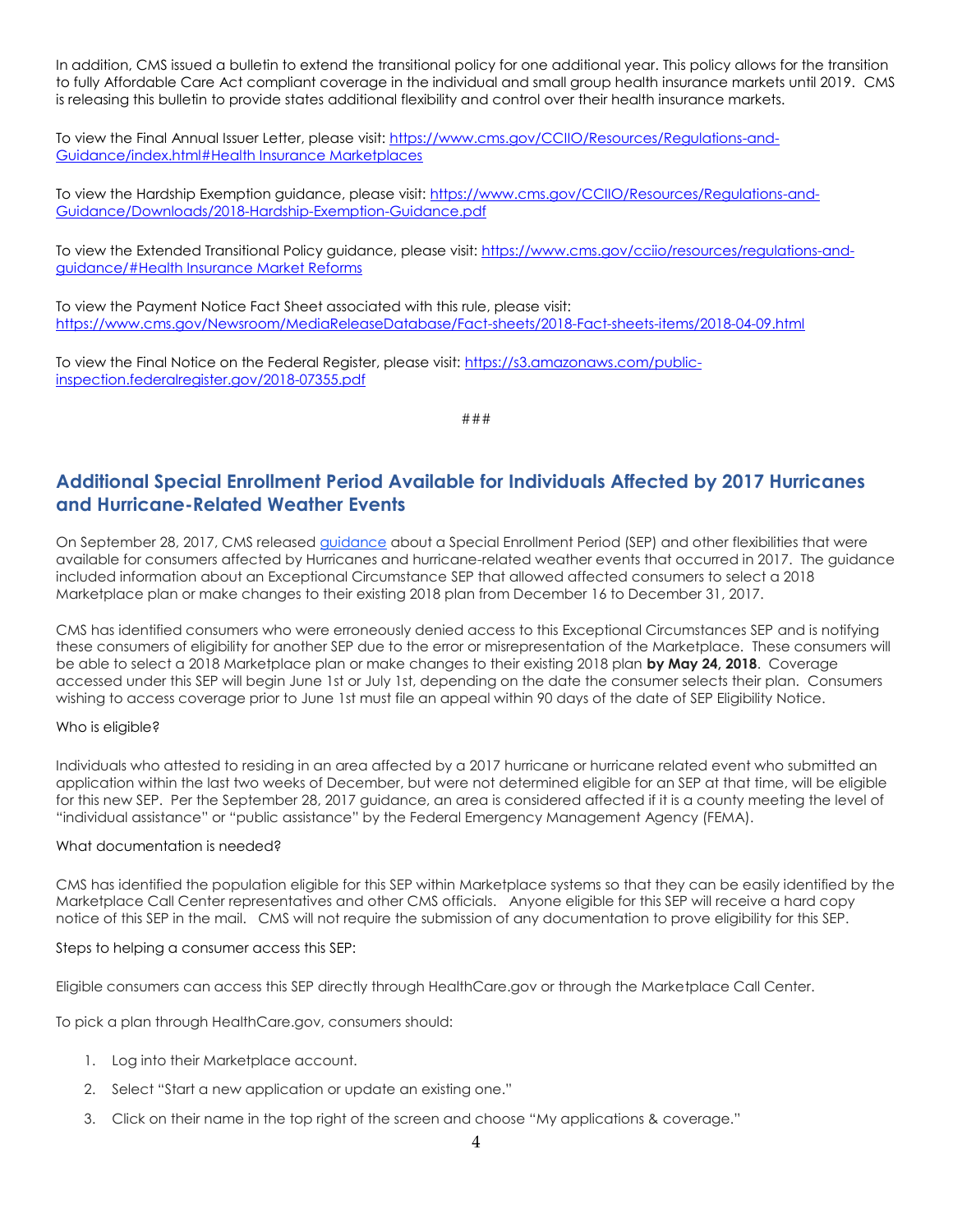In addition, CMS issued a bulletin to extend the transitional policy for one additional year. This policy allows for the transition to fully Affordable Care Act compliant coverage in the individual and small group health insurance markets until 2019. CMS is releasing this bulletin to provide states additional flexibility and control over their health insurance markets.

To view the Final Annual Issuer Letter, please visit: [https://www.cms.gov/CCIIO/Resources/Regulations-and-Guidance/index.html#Health Insurance Marketplaces](https://www.cms.gov/CCIIO/Resources/Regulations-and-Guidance/index.html#Health Insurance Marketplaces)

To view the Hardship Exemption guidance, please visit: [https://www.cms.gov/CCIIO/Resources/Regulations-and-Guidance/Downloads/2018-Hardship-Exemption-Guidance.pdf](https://www.cms.gov/CCIIO/Resources/Regulations-and-Guidance/Downloads/2018-Hardship-Exemption-Guidance.pdf)

To view the Extended Transitional Policy guidance, please visit: [https://www.cms.gov/cciio/resources/regulations-and-guidance/#Health Insurance Market Reforms](https://www.cms.gov/cciio/resources/regulations-and-guidance/#Health Insurance Market Reforms)

To view the Payment Notice Fact Sheet associated with this rule, please visit: [https://www.cms.gov/Newsroom/MediaReleaseDatabase/Fact-sheets/2018-Fact-sheets-items/2018-04-09.html](https://www.cms.gov/Newsroom/MediaReleaseDatabase/Fact-sheets/2018-Fact-sheets-items/2018-04-09.html)

To view the Final Notice on the Federal Register, please visit: [https://s3.amazonaws.com/public-inspection.federalregister.gov/2018-07355.pdf](https://s3.amazonaws.com/public-inspection.federalregister.gov/2018-07355.pdf)

###

## Additional Special Enrollment Period Available for Individuals Affected by 2017 Hurricanes and Hurricane-Related Weather Events

On September 28, 2017, CMS released guidance about a Special Enrollment Period (SEP) and other flexibilities that were available for consumers affected by Hurricanes and hurricane-related weather events that occurred in 2017. The guidance included information about an Exceptional Circumstance SEP that allowed affected consumers to select a 2018 Marketplace plan or make changes to their existing 2018 plan from December 16 to December 31, 2017.

CMS has identified consumers who were erroneously denied access to this Exceptional Circumstances SEP and is notifying these consumers of eligibility for another SEP due to the error or misrepresentation of the Marketplace. These consumers will be able to select a 2018 Marketplace plan or make changes to their existing 2018 plan **by May 24, 2018**. Coverage accessed under this SEP will begin June 1st or July 1st, depending on the date the consumer selects their plan. Consumers wishing to access coverage prior to June 1st must file an appeal within 90 days of the date of SEP Eligibility Notice.

Who is eligible?

Individuals who attested to residing in an area affected by a 2017 hurricane or hurricane related event who submitted an application within the last two weeks of December, but were not determined eligible for an SEP at that time, will be eligible for this new SEP. Per the September 28, 2017 guidance, an area is considered affected if it is a county meeting the level of "individual assistance" or "public assistance" by the Federal Emergency Management Agency (FEMA).

What documentation is needed?

CMS has identified the population eligible for this SEP within Marketplace systems so that they can be easily identified by the Marketplace Call Center representatives and other CMS officials. Anyone eligible for this SEP will receive a hard copy notice of this SEP in the mail. CMS will not require the submission of any documentation to prove eligibility for this SEP.

Steps to helping a consumer access this SEP:

Eligible consumers can access this SEP directly through HealthCare.gov or through the Marketplace Call Center.

To pick a plan through HealthCare.gov, consumers should:

1. Log into their Marketplace account.
2. Select "Start a new application or update an existing one."
3. Click on their name in the top right of the screen and choose "My applications & coverage."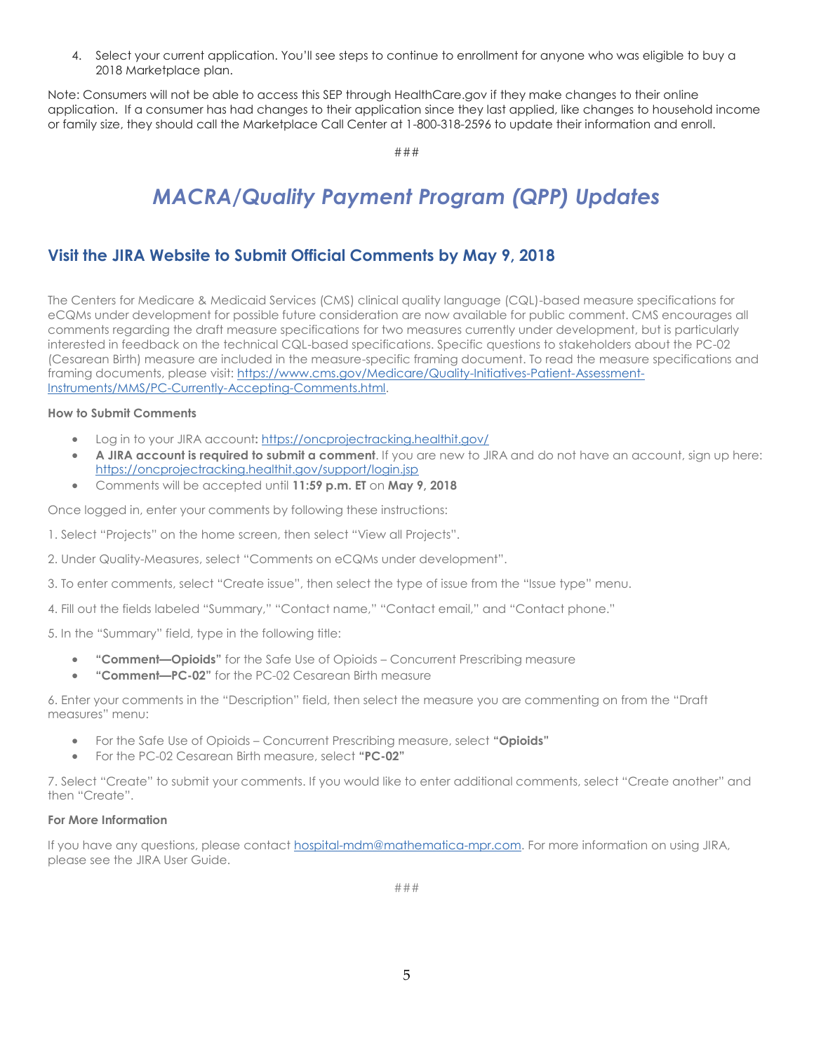4. Select your current application. You'll see steps to continue to enrollment for anyone who was eligible to buy a 2018 Marketplace plan.

Note: Consumers will not be able to access this SEP through HealthCare.gov if they make changes to their online application. If a consumer has had changes to their application since they last applied, like changes to household income or family size, they should call the Marketplace Call Center at 1-800-318-2596 to update their information and enroll.

###

# *MACRA/Quality Payment Program (QPP) Updates*

## Visit the JIRA Website to Submit Official Comments by May 9, 2018

The Centers for Medicare & Medicaid Services (CMS) clinical quality language (CQL)-based measure specifications for eCQMs under development for possible future consideration are now available for public comment. CMS encourages all comments regarding the draft measure specifications for two measures currently under development, but is particularly interested in feedback on the technical CQL-based specifications. Specific questions to stakeholders about the PC-02 (Cesarean Birth) measure are included in the measure-specific framing document. To read the measure specifications and framing documents, please visit: https://www.cms.gov/Medicare/Quality-Initiatives-Patient-Assessment-Instruments/MMS/PC-Currently-Accepting-Comments.html.

**How to Submit Comments**

- Log in to your JIRA account**:** https://oncprojecttracking.healthit.gov/
- **A JIRA account is required to submit a comment**. If you are new to JIRA and do not have an account, sign up here: https://oncprojecttracking.healthit.gov/support/login.jsp
- Comments will be accepted until **11:59 p.m. ET** on **May 9, 2018**

Once logged in, enter your comments by following these instructions:

1. Select "Projects" on the home screen, then select "View all Projects".

2. Under Quality-Measures, select "Comments on eCQMs under development".

3. To enter comments, select "Create issue", then select the type of issue from the "Issue type" menu.

4. Fill out the fields labeled "Summary," "Contact name," "Contact email," and "Contact phone."

5. In the "Summary" field, type in the following title:

- **"Comment—Opioids"** for the Safe Use of Opioids – Concurrent Prescribing measure
- **"Comment—PC-02"** for the PC-02 Cesarean Birth measure

6. Enter your comments in the "Description" field, then select the measure you are commenting on from the "Draft measures" menu:

- For the Safe Use of Opioids – Concurrent Prescribing measure, select **"Opioids"**
- For the PC-02 Cesarean Birth measure, select **"PC-02"**

7. Select "Create" to submit your comments. If you would like to enter additional comments, select "Create another" and then "Create".

**For More Information**

If you have any questions, please contact hospital-mdm@mathematica-mpr.com. For more information on using JIRA, please see the JIRA User Guide.

###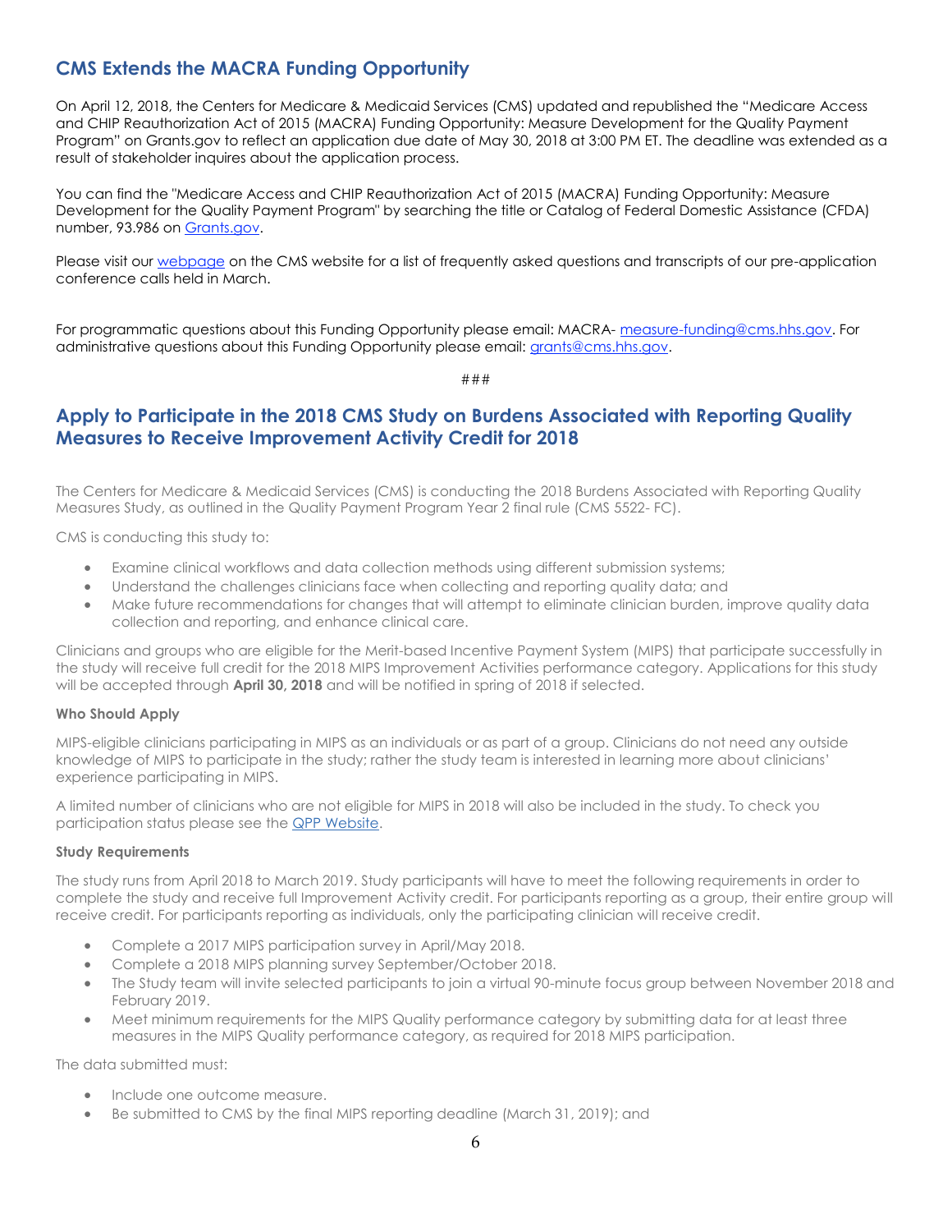## CMS Extends the MACRA Funding Opportunity

On April 12, 2018, the Centers for Medicare & Medicaid Services (CMS) updated and republished the "Medicare Access and CHIP Reauthorization Act of 2015 (MACRA) Funding Opportunity: Measure Development for the Quality Payment Program" on Grants.gov to reflect an application due date of May 30, 2018 at 3:00 PM ET. The deadline was extended as a result of stakeholder inquires about the application process.

You can find the "Medicare Access and CHIP Reauthorization Act of 2015 (MACRA) Funding Opportunity: Measure Development for the Quality Payment Program" by searching the title or Catalog of Federal Domestic Assistance (CFDA) number, 93.986 on Grants.gov.

Please visit our webpage on the CMS website for a list of frequently asked questions and transcripts of our pre-application conference calls held in March.

For programmatic questions about this Funding Opportunity please email: MACRA- measure-funding@cms.hhs.gov. For administrative questions about this Funding Opportunity please email: grants@cms.hhs.gov.

###

## Apply to Participate in the 2018 CMS Study on Burdens Associated with Reporting Quality Measures to Receive Improvement Activity Credit for 2018

The Centers for Medicare & Medicaid Services (CMS) is conducting the 2018 Burdens Associated with Reporting Quality Measures Study, as outlined in the Quality Payment Program Year 2 final rule (CMS 5522- FC).

CMS is conducting this study to:

- Examine clinical workflows and data collection methods using different submission systems;
- Understand the challenges clinicians face when collecting and reporting quality data; and
- Make future recommendations for changes that will attempt to eliminate clinician burden, improve quality data collection and reporting, and enhance clinical care.

Clinicians and groups who are eligible for the Merit-based Incentive Payment System (MIPS) that participate successfully in the study will receive full credit for the 2018 MIPS Improvement Activities performance category. Applications for this study will be accepted through **April 30, 2018** and will be notified in spring of 2018 if selected.

**Who Should Apply**

MIPS-eligible clinicians participating in MIPS as an individuals or as part of a group. Clinicians do not need any outside knowledge of MIPS to participate in the study; rather the study team is interested in learning more about clinicians' experience participating in MIPS.

A limited number of clinicians who are not eligible for MIPS in 2018 will also be included in the study. To check you participation status please see the QPP Website.

**Study Requirements**

The study runs from April 2018 to March 2019. Study participants will have to meet the following requirements in order to complete the study and receive full Improvement Activity credit. For participants reporting as a group, their entire group will receive credit. For participants reporting as individuals, only the participating clinician will receive credit.

- Complete a 2017 MIPS participation survey in April/May 2018.
- Complete a 2018 MIPS planning survey September/October 2018.
- The Study team will invite selected participants to join a virtual 90-minute focus group between November 2018 and February 2019.
- Meet minimum requirements for the MIPS Quality performance category by submitting data for at least three measures in the MIPS Quality performance category, as required for 2018 MIPS participation.

The data submitted must:

- Include one outcome measure.
- Be submitted to CMS by the final MIPS reporting deadline (March 31, 2019); and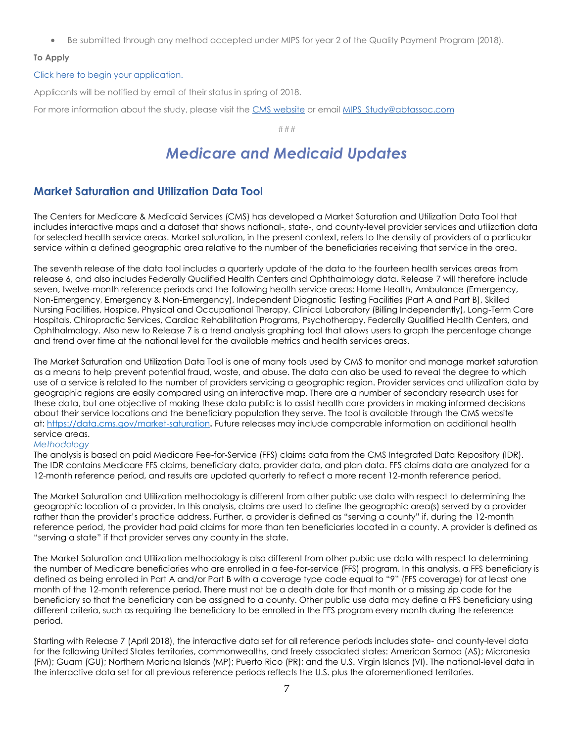- Be submitted through any method accepted under MIPS for year 2 of the Quality Payment Program (2018).

**To Apply**

[Click here to begin your application.]()

Applicants will be notified by email of their status in spring of 2018.

For more information about the study, please visit the [CMS website]() or email [MIPS_Study@abtassoc.com](mailto:MIPS_Study@abtassoc.com)

###

# *Medicare and Medicaid Updates*

## Market Saturation and Utilization Data Tool

The Centers for Medicare & Medicaid Services (CMS) has developed a Market Saturation and Utilization Data Tool that includes interactive maps and a dataset that shows national-, state-, and county-level provider services and utilization data for selected health service areas. Market saturation, in the present context, refers to the density of providers of a particular service within a defined geographic area relative to the number of the beneficiaries receiving that service in the area.

The seventh release of the data tool includes a quarterly update of the data to the fourteen health services areas from release 6, and also includes Federally Qualified Health Centers and Ophthalmology data. Release 7 will therefore include seven, twelve-month reference periods and the following health service areas: Home Health, Ambulance (Emergency, Non-Emergency, Emergency & Non-Emergency), Independent Diagnostic Testing Facilities (Part A and Part B), Skilled Nursing Facilities, Hospice, Physical and Occupational Therapy, Clinical Laboratory (Billing Independently), Long-Term Care Hospitals, Chiropractic Services, Cardiac Rehabilitation Programs, Psychotherapy, Federally Qualified Health Centers, and Ophthalmology. Also new to Release 7 is a trend analysis graphing tool that allows users to graph the percentage change and trend over time at the national level for the available metrics and health services areas.

The Market Saturation and Utilization Data Tool is one of many tools used by CMS to monitor and manage market saturation as a means to help prevent potential fraud, waste, and abuse. The data can also be used to reveal the degree to which use of a service is related to the number of providers servicing a geographic region. Provider services and utilization data by geographic regions are easily compared using an interactive map. There are a number of secondary research uses for these data, but one objective of making these data public is to assist health care providers in making informed decisions about their service locations and the beneficiary population they serve. The tool is available through the CMS website at: [https://data.cms.gov/market-saturation](https://data.cms.gov/market-saturation). Future releases may include comparable information on additional health service areas.

*Methodology*

The analysis is based on paid Medicare Fee-for-Service (FFS) claims data from the CMS Integrated Data Repository (IDR). The IDR contains Medicare FFS claims, beneficiary data, provider data, and plan data. FFS claims data are analyzed for a 12-month reference period, and results are updated quarterly to reflect a more recent 12-month reference period.

The Market Saturation and Utilization methodology is different from other public use data with respect to determining the geographic location of a provider. In this analysis, claims are used to define the geographic area(s) served by a provider rather than the provider's practice address. Further, a provider is defined as "serving a county" if, during the 12-month reference period, the provider had paid claims for more than ten beneficiaries located in a county. A provider is defined as "serving a state" if that provider serves any county in the state.

The Market Saturation and Utilization methodology is also different from other public use data with respect to determining the number of Medicare beneficiaries who are enrolled in a fee-for-service (FFS) program. In this analysis, a FFS beneficiary is defined as being enrolled in Part A and/or Part B with a coverage type code equal to "9" (FFS coverage) for at least one month of the 12-month reference period. There must not be a death date for that month or a missing zip code for the beneficiary so that the beneficiary can be assigned to a county. Other public use data may define a FFS beneficiary using different criteria, such as requiring the beneficiary to be enrolled in the FFS program every month during the reference period.

Starting with Release 7 (April 2018), the interactive data set for all reference periods includes state- and county-level data for the following United States territories, commonwealths, and freely associated states: American Samoa (AS); Micronesia (FM); Guam (GU); Northern Mariana Islands (MP); Puerto Rico (PR); and the U.S. Virgin Islands (VI). The national-level data in the interactive data set for all previous reference periods reflects the U.S. plus the aforementioned territories.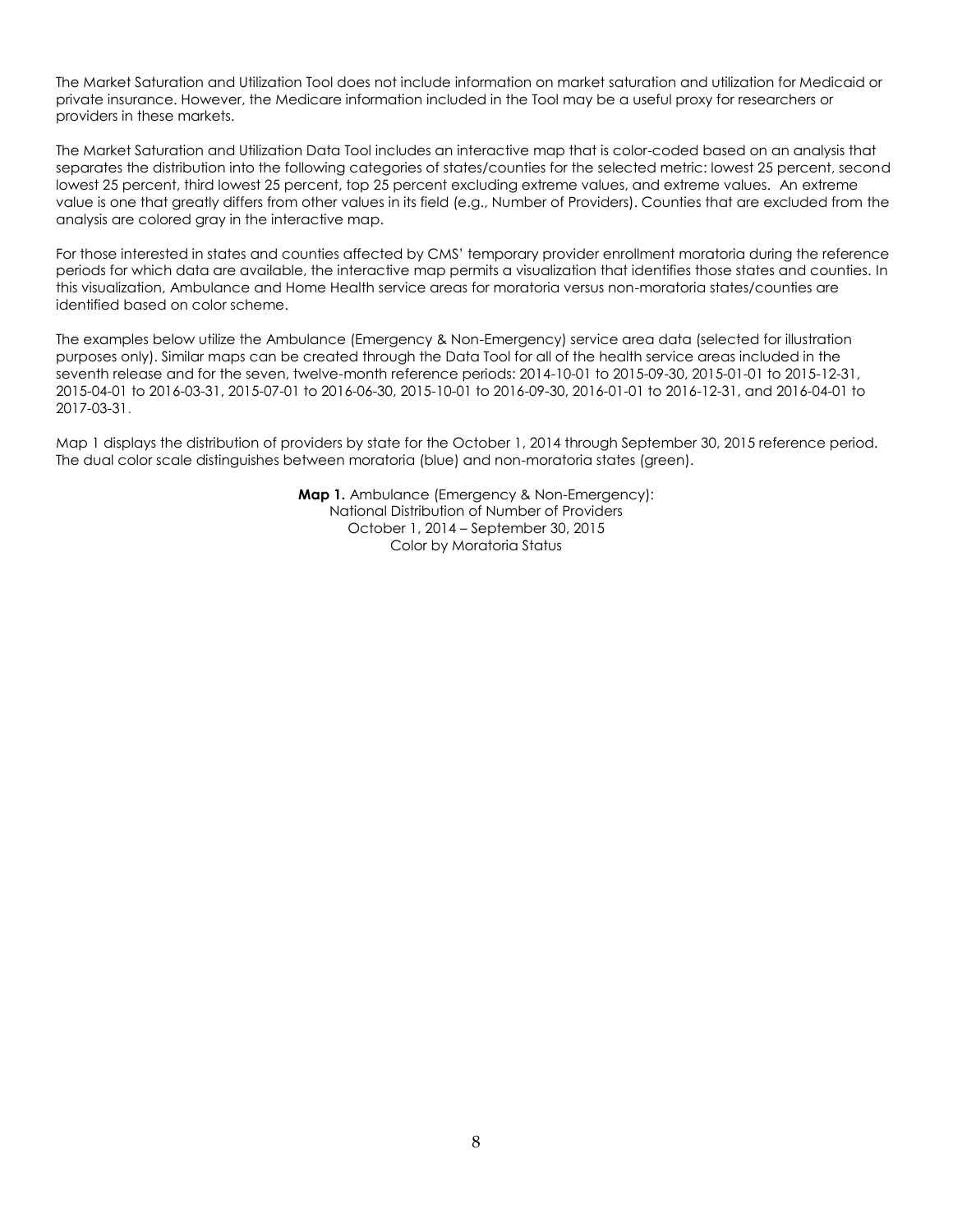The Market Saturation and Utilization Tool does not include information on market saturation and utilization for Medicaid or private insurance. However, the Medicare information included in the Tool may be a useful proxy for researchers or providers in these markets.

The Market Saturation and Utilization Data Tool includes an interactive map that is color-coded based on an analysis that separates the distribution into the following categories of states/counties for the selected metric: lowest 25 percent, second lowest 25 percent, third lowest 25 percent, top 25 percent excluding extreme values, and extreme values. An extreme value is one that greatly differs from other values in its field (e.g., Number of Providers). Counties that are excluded from the analysis are colored gray in the interactive map.

For those interested in states and counties affected by CMS' temporary provider enrollment moratoria during the reference periods for which data are available, the interactive map permits a visualization that identifies those states and counties. In this visualization, Ambulance and Home Health service areas for moratoria versus non-moratoria states/counties are identified based on color scheme.

The examples below utilize the Ambulance (Emergency & Non-Emergency) service area data (selected for illustration purposes only). Similar maps can be created through the Data Tool for all of the health service areas included in the seventh release and for the seven, twelve-month reference periods: 2014-10-01 to 2015-09-30, 2015-01-01 to 2015-12-31, 2015-04-01 to 2016-03-31, 2015-07-01 to 2016-06-30, 2015-10-01 to 2016-09-30, 2016-01-01 to 2016-12-31, and 2016-04-01 to 2017-03-31.

Map 1 displays the distribution of providers by state for the October 1, 2014 through September 30, 2015 reference period. The dual color scale distinguishes between moratoria (blue) and non-moratoria states (green).

**Map 1.** Ambulance (Emergency & Non-Emergency):
National Distribution of Number of Providers
October 1, 2014 – September 30, 2015
Color by Moratoria Status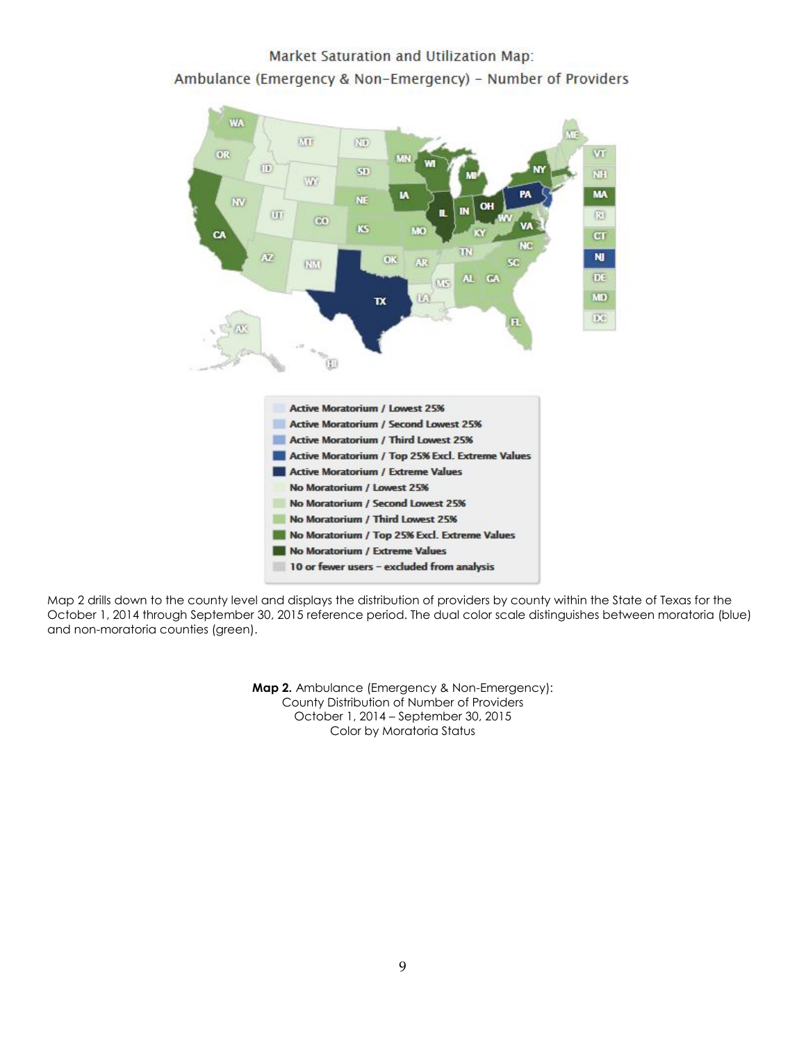Market Saturation and Utilization Map:
Ambulance (Emergency & Non-Emergency) - Number of Providers

WA
OR
CA
NV
ID
MT
WY
UT
AZ
CO
NM
ND
SD
NE
KS
OK
TX
MN
IA
MO
AR
LA
WI
IL
MI
IN
OH
KY
TN
MS
AL
GA
FL
SC
NC
VA
WV
PA
NY
ME
AK
HI
VT
NH
MA
RI
CT
NJ
DE
MD
DC

Active Moratorium / Lowest 25%
Active Moratorium / Second Lowest 25%
Active Moratorium / Third Lowest 25%
Active Moratorium / Top 25% Excl. Extreme Values
Active Moratorium / Extreme Values
No Moratorium / Lowest 25%
No Moratorium / Second Lowest 25%
No Moratorium / Third Lowest 25%
No Moratorium / Top 25% Excl. Extreme Values
No Moratorium / Extreme Values
10 or fewer users – excluded from analysis

Map 2 drills down to the county level and displays the distribution of providers by county within the State of Texas for the October 1, 2014 through September 30, 2015 reference period. The dual color scale distinguishes between moratoria (blue) and non-moratoria counties (green).

**Map 2.** Ambulance (Emergency & Non-Emergency):
County Distribution of Number of Providers
October 1, 2014 – September 30, 2015
Color by Moratoria Status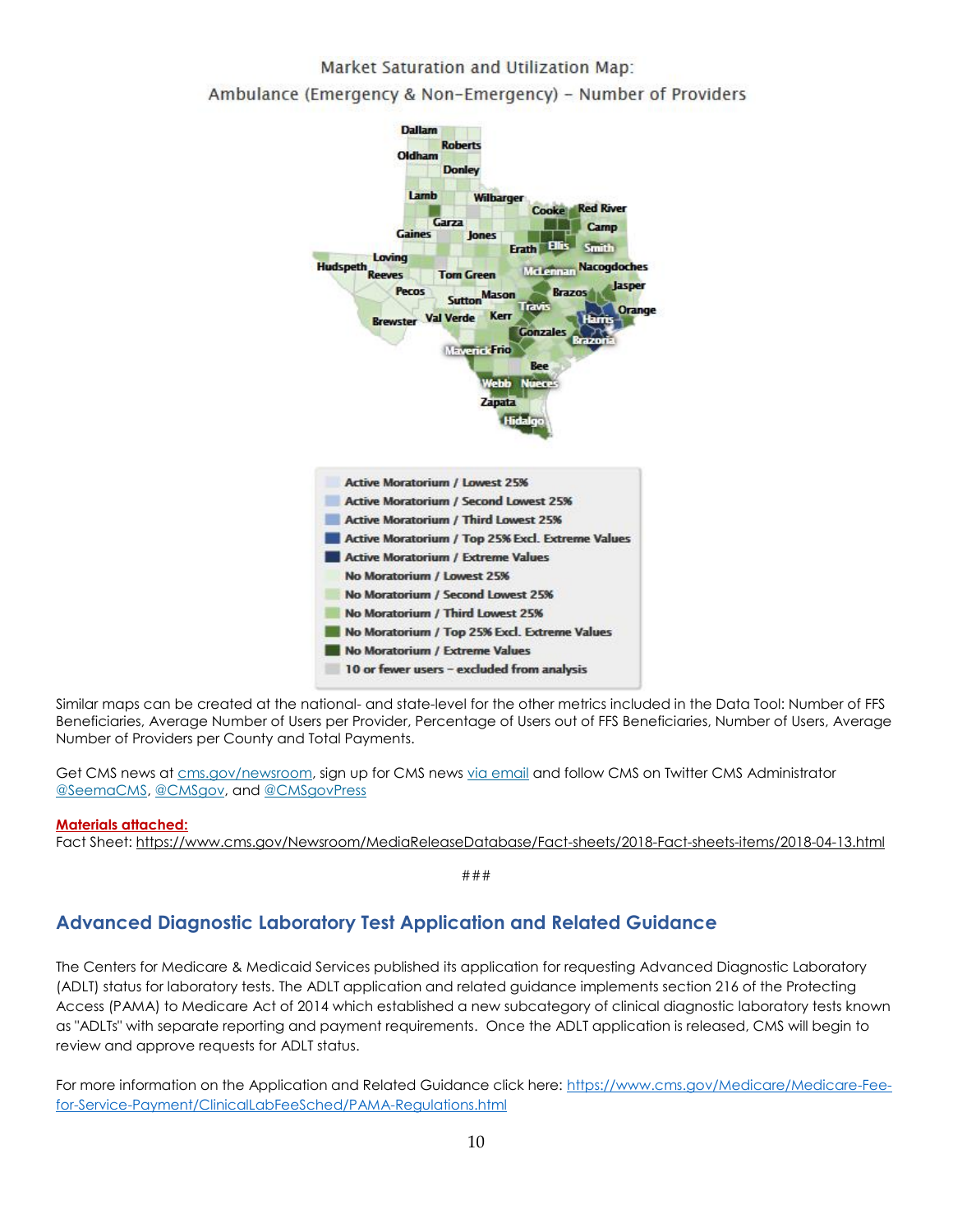Market Saturation and Utilization Map:
Ambulance (Emergency & Non-Emergency) – Number of Providers

Dallam
Roberts
Oldham
Donley
Lamb
Wilbarger
Cooke
Red River
Garza
Camp
Gaines
Jones
Ellis
Smith
Erath
Loving
Hudspeth
McLennan
Nacogdoches
Reeves
Tom Green
Jasper
Pecos
Mason
Brazos
Sutton
Travis
Orange
Harris
Brewster
Val Verde
Kerr
Gonzales
Brazoria
Maverick
Frio
Bee
Webb
Nueces
Zapata
Hidalgo

Active Moratorium / Lowest 25%
Active Moratorium / Second Lowest 25%
Active Moratorium / Third Lowest 25%
Active Moratorium / Top 25% Excl. Extreme Values
Active Moratorium / Extreme Values
No Moratorium / Lowest 25%
No Moratorium / Second Lowest 25%
No Moratorium / Third Lowest 25%
No Moratorium / Top 25% Excl. Extreme Values
No Moratorium / Extreme Values
10 or fewer users – excluded from analysis

Similar maps can be created at the national- and state-level for the other metrics included in the Data Tool: Number of FFS Beneficiaries, Average Number of Users per Provider, Percentage of Users out of FFS Beneficiaries, Number of Users, Average Number of Providers per County and Total Payments.

Get CMS news at cms.gov/newsroom, sign up for CMS news via email and follow CMS on Twitter CMS Administrator @SeemaCMS, @CMSgov, and @CMSgovPress

**Materials attached:**
Fact Sheet: https://www.cms.gov/Newsroom/MediaReleaseDatabase/Fact-sheets/2018-Fact-sheets-items/2018-04-13.html

###

## Advanced Diagnostic Laboratory Test Application and Related Guidance

The Centers for Medicare & Medicaid Services published its application for requesting Advanced Diagnostic Laboratory (ADLT) status for laboratory tests. The ADLT application and related guidance implements section 216 of the Protecting Access (PAMA) to Medicare Act of 2014 which established a new subcategory of clinical diagnostic laboratory tests known as "ADLTs" with separate reporting and payment requirements. Once the ADLT application is released, CMS will begin to review and approve requests for ADLT status.

For more information on the Application and Related Guidance click here: https://www.cms.gov/Medicare/Medicare-Fee-for-Service-Payment/ClinicalLabFeeSched/PAMA-Regulations.html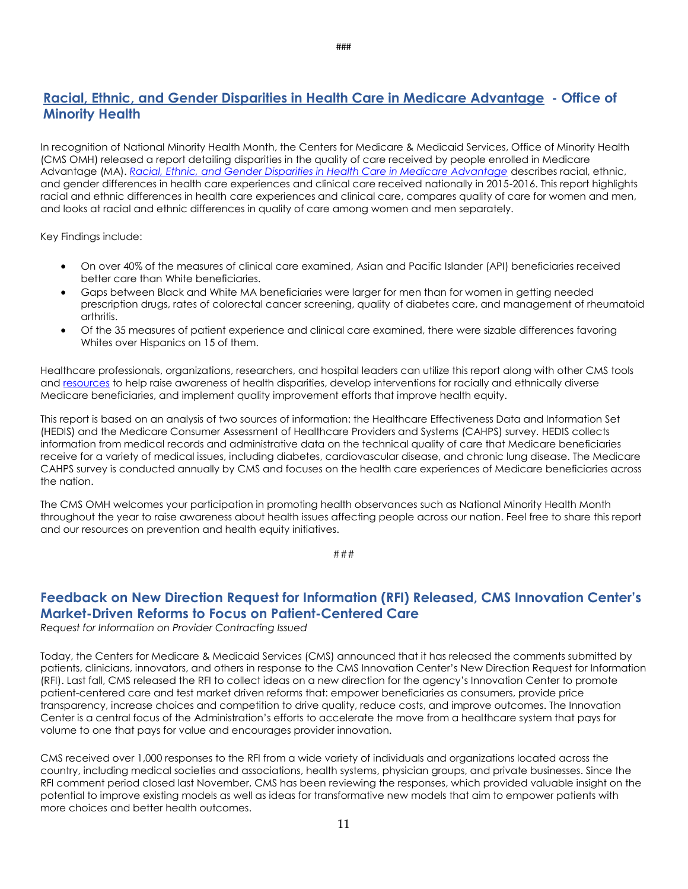###

## Racial, Ethnic, and Gender Disparities in Health Care in Medicare Advantage - Office of Minority Health

In recognition of National Minority Health Month, the Centers for Medicare & Medicaid Services, Office of Minority Health (CMS OMH) released a report detailing disparities in the quality of care received by people enrolled in Medicare Advantage (MA). *Racial, Ethnic, and Gender Disparities in Health Care in Medicare Advantage* describes racial, ethnic, and gender differences in health care experiences and clinical care received nationally in 2015-2016. This report highlights racial and ethnic differences in health care experiences and clinical care, compares quality of care for women and men, and looks at racial and ethnic differences in quality of care among women and men separately.

Key Findings include:

- On over 40% of the measures of clinical care examined, Asian and Pacific Islander (API) beneficiaries received better care than White beneficiaries.
- Gaps between Black and White MA beneficiaries were larger for men than for women in getting needed prescription drugs, rates of colorectal cancer screening, quality of diabetes care, and management of rheumatoid arthritis.
- Of the 35 measures of patient experience and clinical care examined, there were sizable differences favoring Whites over Hispanics on 15 of them.

Healthcare professionals, organizations, researchers, and hospital leaders can utilize this report along with other CMS tools and resources to help raise awareness of health disparities, develop interventions for racially and ethnically diverse Medicare beneficiaries, and implement quality improvement efforts that improve health equity.

This report is based on an analysis of two sources of information: the Healthcare Effectiveness Data and Information Set (HEDIS) and the Medicare Consumer Assessment of Healthcare Providers and Systems (CAHPS) survey. HEDIS collects information from medical records and administrative data on the technical quality of care that Medicare beneficiaries receive for a variety of medical issues, including diabetes, cardiovascular disease, and chronic lung disease. The Medicare CAHPS survey is conducted annually by CMS and focuses on the health care experiences of Medicare beneficiaries across the nation.

The CMS OMH welcomes your participation in promoting health observances such as National Minority Health Month throughout the year to raise awareness about health issues affecting people across our nation. Feel free to share this report and our resources on prevention and health equity initiatives.

###

## Feedback on New Direction Request for Information (RFI) Released, CMS Innovation Center's Market-Driven Reforms to Focus on Patient-Centered Care

*Request for Information on Provider Contracting Issued*

Today, the Centers for Medicare & Medicaid Services (CMS) announced that it has released the comments submitted by patients, clinicians, innovators, and others in response to the CMS Innovation Center's New Direction Request for Information (RFI). Last fall, CMS released the RFI to collect ideas on a new direction for the agency's Innovation Center to promote patient-centered care and test market driven reforms that: empower beneficiaries as consumers, provide price transparency, increase choices and competition to drive quality, reduce costs, and improve outcomes. The Innovation Center is a central focus of the Administration's efforts to accelerate the move from a healthcare system that pays for volume to one that pays for value and encourages provider innovation.

CMS received over 1,000 responses to the RFI from a wide variety of individuals and organizations located across the country, including medical societies and associations, health systems, physician groups, and private businesses. Since the RFI comment period closed last November, CMS has been reviewing the responses, which provided valuable insight on the potential to improve existing models as well as ideas for transformative new models that aim to empower patients with more choices and better health outcomes.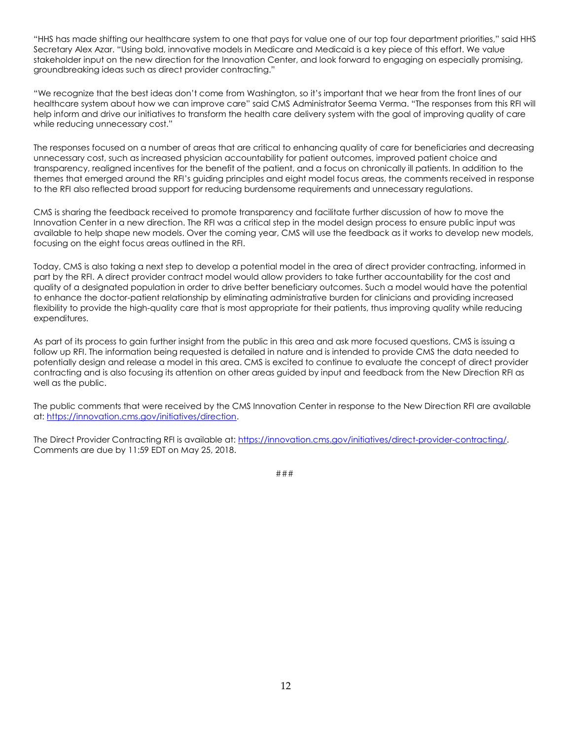"HHS has made shifting our healthcare system to one that pays for value one of our top four department priorities," said HHS Secretary Alex Azar. "Using bold, innovative models in Medicare and Medicaid is a key piece of this effort. We value stakeholder input on the new direction for the Innovation Center, and look forward to engaging on especially promising, groundbreaking ideas such as direct provider contracting."

"We recognize that the best ideas don't come from Washington, so it's important that we hear from the front lines of our healthcare system about how we can improve care" said CMS Administrator Seema Verma. "The responses from this RFI will help inform and drive our initiatives to transform the health care delivery system with the goal of improving quality of care while reducing unnecessary cost."

The responses focused on a number of areas that are critical to enhancing quality of care for beneficiaries and decreasing unnecessary cost, such as increased physician accountability for patient outcomes, improved patient choice and transparency, realigned incentives for the benefit of the patient, and a focus on chronically ill patients. In addition to the themes that emerged around the RFI's guiding principles and eight model focus areas, the comments received in response to the RFI also reflected broad support for reducing burdensome requirements and unnecessary regulations.

CMS is sharing the feedback received to promote transparency and facilitate further discussion of how to move the Innovation Center in a new direction. The RFI was a critical step in the model design process to ensure public input was available to help shape new models. Over the coming year, CMS will use the feedback as it works to develop new models, focusing on the eight focus areas outlined in the RFI.

Today, CMS is also taking a next step to develop a potential model in the area of direct provider contracting, informed in part by the RFI. A direct provider contract model would allow providers to take further accountability for the cost and quality of a designated population in order to drive better beneficiary outcomes. Such a model would have the potential to enhance the doctor-patient relationship by eliminating administrative burden for clinicians and providing increased flexibility to provide the high-quality care that is most appropriate for their patients, thus improving quality while reducing expenditures.

As part of its process to gain further insight from the public in this area and ask more focused questions, CMS is issuing a follow up RFI. The information being requested is detailed in nature and is intended to provide CMS the data needed to potentially design and release a model in this area. CMS is excited to continue to evaluate the concept of direct provider contracting and is also focusing its attention on other areas guided by input and feedback from the New Direction RFI as well as the public.

The public comments that were received by the CMS Innovation Center in response to the New Direction RFI are available at: https://innovation.cms.gov/initiatives/direction.

The Direct Provider Contracting RFI is available at: https://innovation.cms.gov/initiatives/direct-provider-contracting/. Comments are due by 11:59 EDT on May 25, 2018.

###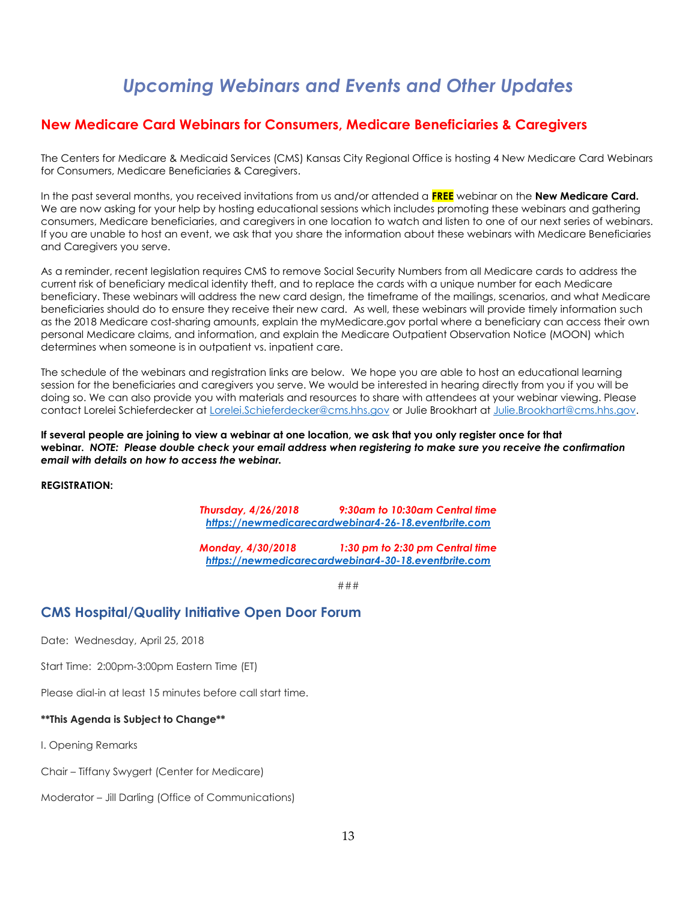# *Upcoming Webinars and Events and Other Updates*

## New Medicare Card Webinars for Consumers, Medicare Beneficiaries & Caregivers

The Centers for Medicare & Medicaid Services (CMS) Kansas City Regional Office is hosting 4 New Medicare Card Webinars for Consumers, Medicare Beneficiaries & Caregivers.

In the past several months, you received invitations from us and/or attended a **FREE** webinar on the **New Medicare Card.** We are now asking for your help by hosting educational sessions which includes promoting these webinars and gathering consumers, Medicare beneficiaries, and caregivers in one location to watch and listen to one of our next series of webinars. If you are unable to host an event, we ask that you share the information about these webinars with Medicare Beneficiaries and Caregivers you serve.

As a reminder, recent legislation requires CMS to remove Social Security Numbers from all Medicare cards to address the current risk of beneficiary medical identity theft, and to replace the cards with a unique number for each Medicare beneficiary. These webinars will address the new card design, the timeframe of the mailings, scenarios, and what Medicare beneficiaries should do to ensure they receive their new card. As well, these webinars will provide timely information such as the 2018 Medicare cost-sharing amounts, explain the myMedicare.gov portal where a beneficiary can access their own personal Medicare claims, and information, and explain the Medicare Outpatient Observation Notice (MOON) which determines when someone is in outpatient vs. inpatient care.

The schedule of the webinars and registration links are below. We hope you are able to host an educational learning session for the beneficiaries and caregivers you serve. We would be interested in hearing directly from you if you will be doing so. We can also provide you with materials and resources to share with attendees at your webinar viewing. Please contact Lorelei Schieferdecker at Lorelei.Schieferdecker@cms.hhs.gov or Julie Brookhart at Julie.Brookhart@cms.hhs.gov.

**If several people are joining to view a webinar at one location, we ask that you only register once for that webinar.** ***NOTE: Please double check your email address when registering to make sure you receive the confirmation email with details on how to access the webinar.***

**REGISTRATION:**

***Thursday, 4/26/2018 9:30am to 10:30am Central time***
***https://newmedicarecardwebinar4-26-18.eventbrite.com***

***Monday, 4/30/2018 1:30 pm to 2:30 pm Central time***
***https://newmedicarecardwebinar4-30-18.eventbrite.com***

###

## CMS Hospital/Quality Initiative Open Door Forum

Date: Wednesday, April 25, 2018

Start Time: 2:00pm-3:00pm Eastern Time (ET)

Please dial-in at least 15 minutes before call start time.

**\*\*This Agenda is Subject to Change\*\***

I. Opening Remarks

Chair – Tiffany Swygert (Center for Medicare)

Moderator – Jill Darling (Office of Communications)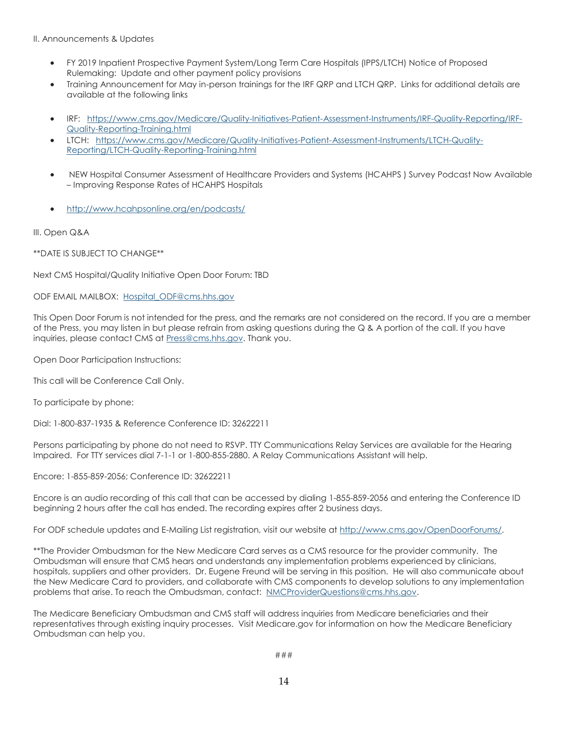II. Announcements & Updates

- FY 2019 Inpatient Prospective Payment System/Long Term Care Hospitals (IPPS/LTCH) Notice of Proposed Rulemaking: Update and other payment policy provisions
- Training Announcement for May in-person trainings for the IRF QRP and LTCH QRP. Links for additional details are available at the following links

- IRF: https://www.cms.gov/Medicare/Quality-Initiatives-Patient-Assessment-Instruments/IRF-Quality-Reporting/IRF-Quality-Reporting-Training.html
- LTCH: https://www.cms.gov/Medicare/Quality-Initiatives-Patient-Assessment-Instruments/LTCH-Quality-Reporting/LTCH-Quality-Reporting-Training.html

- NEW Hospital Consumer Assessment of Healthcare Providers and Systems (HCAHPS ) Survey Podcast Now Available – Improving Response Rates of HCAHPS Hospitals

- http://www.hcahpsonline.org/en/podcasts/

III. Open Q&A

**DATE IS SUBJECT TO CHANGE**

Next CMS Hospital/Quality Initiative Open Door Forum: TBD

ODF EMAIL MAILBOX: Hospital_ODF@cms.hhs.gov

This Open Door Forum is not intended for the press, and the remarks are not considered on the record. If you are a member of the Press, you may listen in but please refrain from asking questions during the Q & A portion of the call. If you have inquiries, please contact CMS at Press@cms.hhs.gov. Thank you.

Open Door Participation Instructions:

This call will be Conference Call Only.

To participate by phone:

Dial: 1-800-837-1935 & Reference Conference ID: 32622211

Persons participating by phone do not need to RSVP. TTY Communications Relay Services are available for the Hearing Impaired. For TTY services dial 7-1-1 or 1-800-855-2880. A Relay Communications Assistant will help.

Encore: 1-855-859-2056; Conference ID: 32622211

Encore is an audio recording of this call that can be accessed by dialing 1-855-859-2056 and entering the Conference ID beginning 2 hours after the call has ended. The recording expires after 2 business days.

For ODF schedule updates and E-Mailing List registration, visit our website at http://www.cms.gov/OpenDoorForums/.

**The Provider Ombudsman for the New Medicare Card serves as a CMS resource for the provider community. The Ombudsman will ensure that CMS hears and understands any implementation problems experienced by clinicians, hospitals, suppliers and other providers. Dr. Eugene Freund will be serving in this position. He will also communicate about the New Medicare Card to providers, and collaborate with CMS components to develop solutions to any implementation problems that arise. To reach the Ombudsman, contact: NMCProviderQuestions@cms.hhs.gov.

The Medicare Beneficiary Ombudsman and CMS staff will address inquiries from Medicare beneficiaries and their representatives through existing inquiry processes. Visit Medicare.gov for information on how the Medicare Beneficiary Ombudsman can help you.

###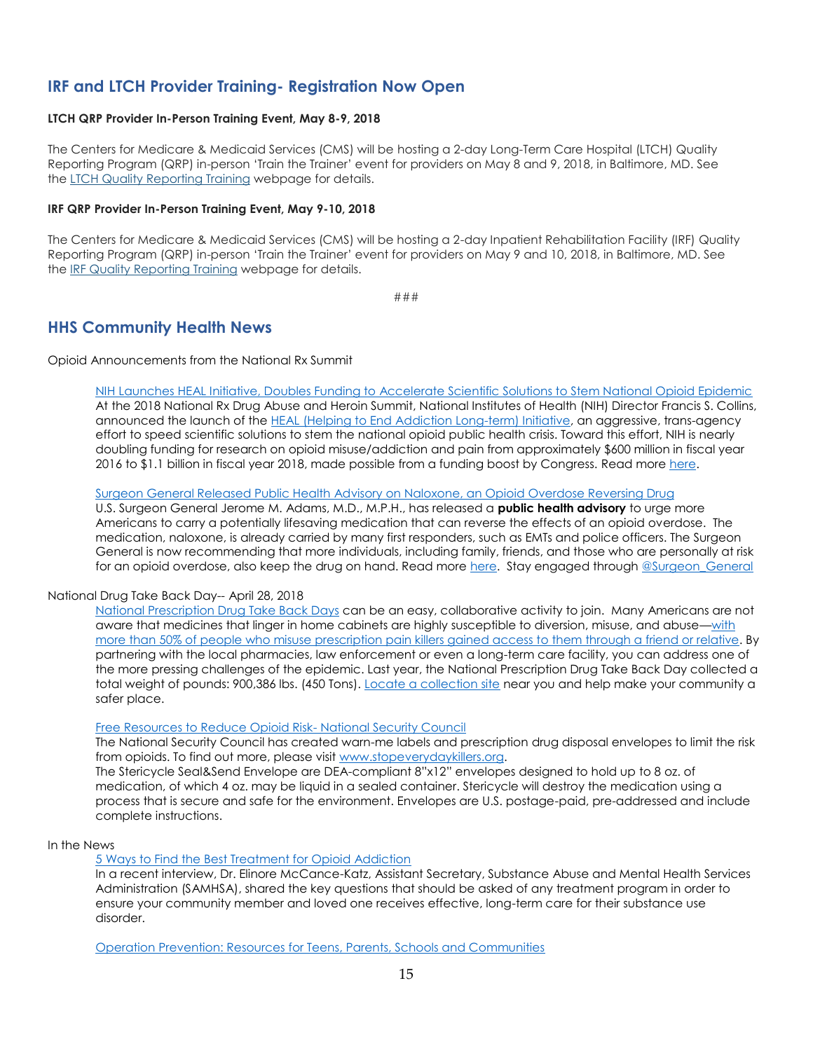## IRF and LTCH Provider Training- Registration Now Open

**LTCH QRP Provider In-Person Training Event, May 8-9, 2018**

The Centers for Medicare & Medicaid Services (CMS) will be hosting a 2-day Long-Term Care Hospital (LTCH) Quality Reporting Program (QRP) in-person 'Train the Trainer' event for providers on May 8 and 9, 2018, in Baltimore, MD. See the LTCH Quality Reporting Training webpage for details.

**IRF QRP Provider In-Person Training Event, May 9-10, 2018**

The Centers for Medicare & Medicaid Services (CMS) will be hosting a 2-day Inpatient Rehabilitation Facility (IRF) Quality Reporting Program (QRP) in-person 'Train the Trainer' event for providers on May 9 and 10, 2018, in Baltimore, MD. See the IRF Quality Reporting Training webpage for details.

###

## HHS Community Health News

Opioid Announcements from the National Rx Summit

NIH Launches HEAL Initiative, Doubles Funding to Accelerate Scientific Solutions to Stem National Opioid Epidemic
At the 2018 National Rx Drug Abuse and Heroin Summit, National Institutes of Health (NIH) Director Francis S. Collins, announced the launch of the HEAL (Helping to End Addiction Long-term) Initiative, an aggressive, trans-agency effort to speed scientific solutions to stem the national opioid public health crisis. Toward that effort, NIH is nearly doubling funding for research on opioid misuse/addiction and pain from approximately $600 million in fiscal year 2016 to $1.1 billion in fiscal year 2018, made possible from a funding boost by Congress. Read more here.

Surgeon General Released Public Health Advisory on Naloxone, an Opioid Overdose Reversing Drug
U.S. Surgeon General Jerome M. Adams, M.D., M.P.H., has released a **public health advisory** to urge more Americans to carry a potentially lifesaving medication that can reverse the effects of an opioid overdose. The medication, naloxone, is already carried by many first responders, such as EMTs and police officers. The Surgeon General is now recommending that more individuals, including family, friends, and those who are personally at risk for an opioid overdose, also keep the drug on hand. Read more here. Stay engaged through @Surgeon_General

National Drug Take Back Day-- April 28, 2018

National Prescription Drug Take Back Days can be an easy, collaborative activity to join. Many Americans are not aware that medicines that linger in home cabinets are highly susceptible to diversion, misuse, and abuse—with more than 50% of people who misuse prescription pain killers gained access to them through a friend or relative. By partnering with the local pharmacies, law enforcement or even a long-term care facility, you can address one of the more pressing challenges of the epidemic. Last year, the National Prescription Drug Take Back Day collected a total weight of pounds: 900,386 lbs. (450 Tons). Locate a collection site near you and help make your community a safer place.

Free Resources to Reduce Opioid Risk- National Security Council
The National Security Council has created warn-me labels and prescription drug disposal envelopes to limit the risk from opioids. To find out more, please visit www.stopeverydaykillers.org.
The Stericycle Seal&Send Envelope are DEA-compliant 8"x12" envelopes designed to hold up to 8 oz. of medication, of which 4 oz. may be liquid in a sealed container. Stericycle will destroy the medication using a process that is secure and safe for the environment. Envelopes are U.S. postage-paid, pre-addressed and include complete instructions.

In the News

5 Ways to Find the Best Treatment for Opioid Addiction
In a recent interview, Dr. Elinore McCance-Katz, Assistant Secretary, Substance Abuse and Mental Health Services Administration (SAMHSA), shared the key questions that should be asked of any treatment program in order to ensure your community member and loved one receives effective, long-term care for their substance use disorder.

Operation Prevention: Resources for Teens, Parents, Schools and Communities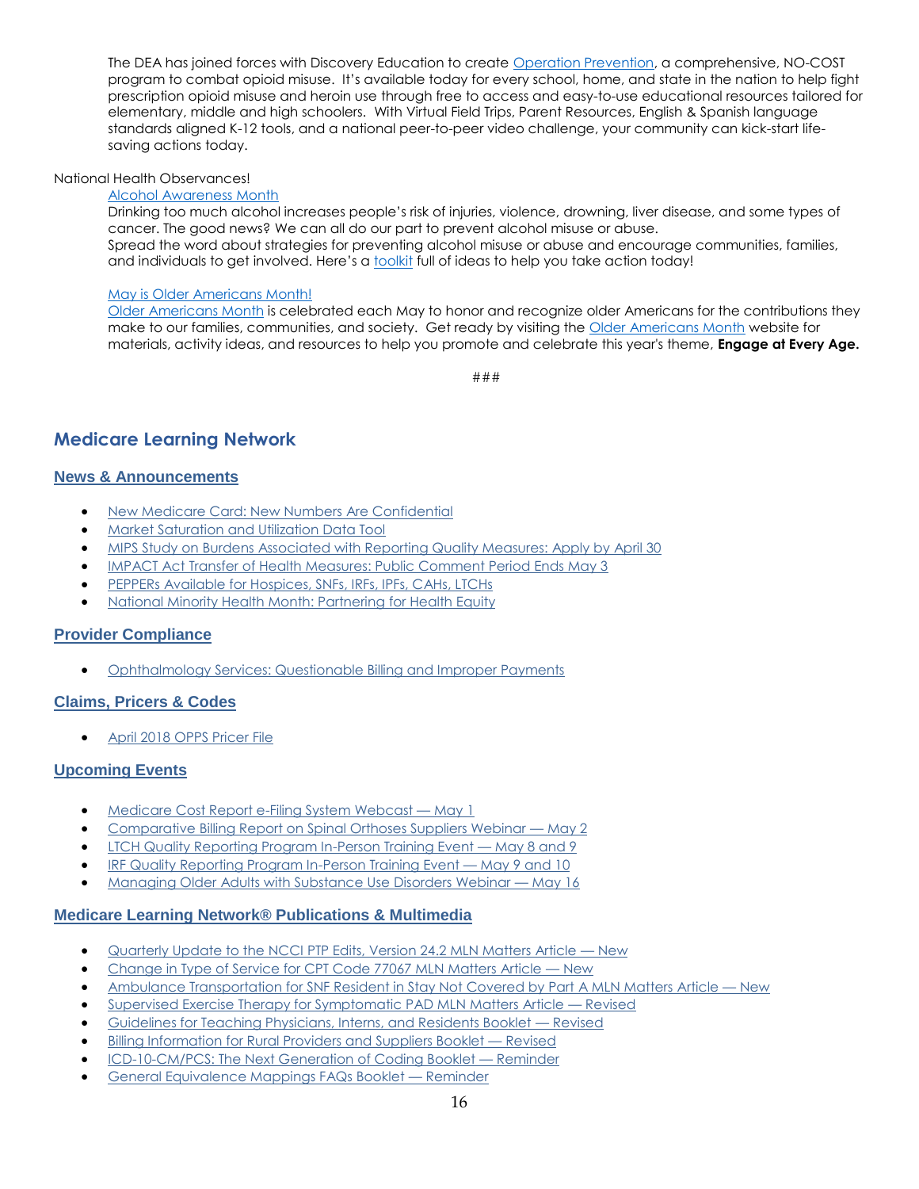The DEA has joined forces with Discovery Education to create Operation Prevention, a comprehensive, NO-COST program to combat opioid misuse. It's available today for every school, home, and state in the nation to help fight prescription opioid misuse and heroin use through free to access and easy-to-use educational resources tailored for elementary, middle and high schoolers. With Virtual Field Trips, Parent Resources, English & Spanish language standards aligned K-12 tools, and a national peer-to-peer video challenge, your community can kick-start life-saving actions today.

National Health Observances!

Alcohol Awareness Month

Drinking too much alcohol increases people's risk of injuries, violence, drowning, liver disease, and some types of cancer. The good news? We can all do our part to prevent alcohol misuse or abuse.
Spread the word about strategies for preventing alcohol misuse or abuse and encourage communities, families, and individuals to get involved. Here's a toolkit full of ideas to help you take action today!

May is Older Americans Month!

Older Americans Month is celebrated each May to honor and recognize older Americans for the contributions they make to our families, communities, and society. Get ready by visiting the Older Americans Month website for materials, activity ideas, and resources to help you promote and celebrate this year's theme, **Engage at Every Age.**

###

## Medicare Learning Network

### News & Announcements

- New Medicare Card: New Numbers Are Confidential
- Market Saturation and Utilization Data Tool
- MIPS Study on Burdens Associated with Reporting Quality Measures: Apply by April 30
- IMPACT Act Transfer of Health Measures: Public Comment Period Ends May 3
- PEPPERs Available for Hospices, SNFs, IRFs, IPFs, CAHs, LTCHs
- National Minority Health Month: Partnering for Health Equity

### Provider Compliance

- Ophthalmology Services: Questionable Billing and Improper Payments

### Claims, Pricers & Codes

- April 2018 OPPS Pricer File

### Upcoming Events

- Medicare Cost Report e-Filing System Webcast — May 1
- Comparative Billing Report on Spinal Orthoses Suppliers Webinar — May 2
- LTCH Quality Reporting Program In-Person Training Event — May 8 and 9
- IRF Quality Reporting Program In-Person Training Event — May 9 and 10
- Managing Older Adults with Substance Use Disorders Webinar — May 16

### Medicare Learning Network® Publications & Multimedia

- Quarterly Update to the NCCI PTP Edits, Version 24.2 MLN Matters Article — New
- Change in Type of Service for CPT Code 77067 MLN Matters Article — New
- Ambulance Transportation for SNF Resident in Stay Not Covered by Part A MLN Matters Article — New
- Supervised Exercise Therapy for Symptomatic PAD MLN Matters Article — Revised
- Guidelines for Teaching Physicians, Interns, and Residents Booklet — Revised
- Billing Information for Rural Providers and Suppliers Booklet — Revised
- ICD-10-CM/PCS: The Next Generation of Coding Booklet — Reminder
- General Equivalence Mappings FAQs Booklet — Reminder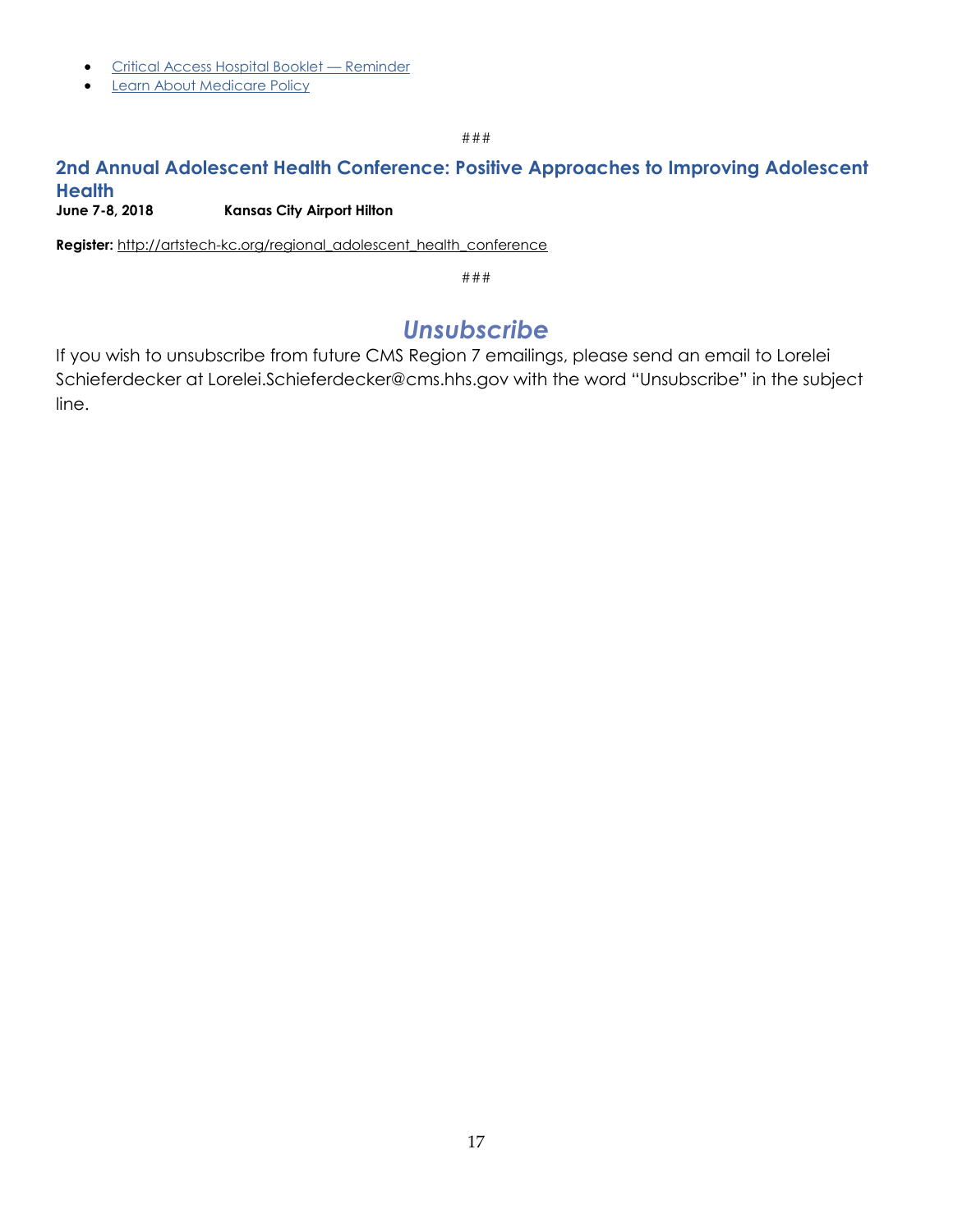- Critical Access Hospital Booklet — Reminder
- Learn About Medicare Policy

###

## 2nd Annual Adolescent Health Conference: Positive Approaches to Improving Adolescent Health

**June 7-8, 2018** **Kansas City Airport Hilton**

**Register:** http://artstech-kc.org/regional_adolescent_health_conference

###

## *Unsubscribe*

If you wish to unsubscribe from future CMS Region 7 emailings, please send an email to Lorelei Schieferdecker at Lorelei.Schieferdecker@cms.hhs.gov with the word "Unsubscribe" in the subject line.